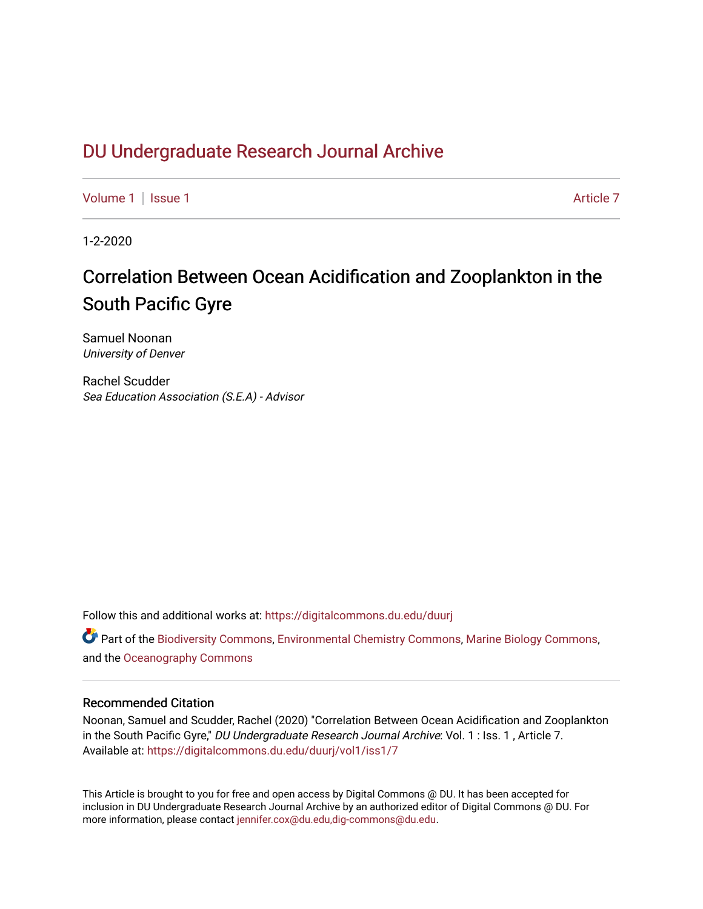# DU Undergraduate Research Journal Archive

Volume 1 | Issue 1 Article 7

1-2-2020

## Correlation Between Ocean Acidification and Zooplankton in the South Pacific Gyre

Samuel Noonan
*University of Denver*

Rachel Scudder
*Sea Education Association (S.E.A) - Advisor*

Follow this and additional works at: https://digitalcommons.du.edu/duurj

Part of the Biodiversity Commons, Environmental Chemistry Commons, Marine Biology Commons, and the Oceanography Commons

### Recommended Citation

Noonan, Samuel and Scudder, Rachel (2020) "Correlation Between Ocean Acidification and Zooplankton in the South Pacific Gyre," *DU Undergraduate Research Journal Archive*: Vol. 1 : Iss. 1 , Article 7.
Available at: https://digitalcommons.du.edu/duurj/vol1/iss1/7

This Article is brought to you for free and open access by Digital Commons @ DU. It has been accepted for inclusion in DU Undergraduate Research Journal Archive by an authorized editor of Digital Commons @ DU. For more information, please contact jennifer.cox@du.edu,dig-commons@du.edu.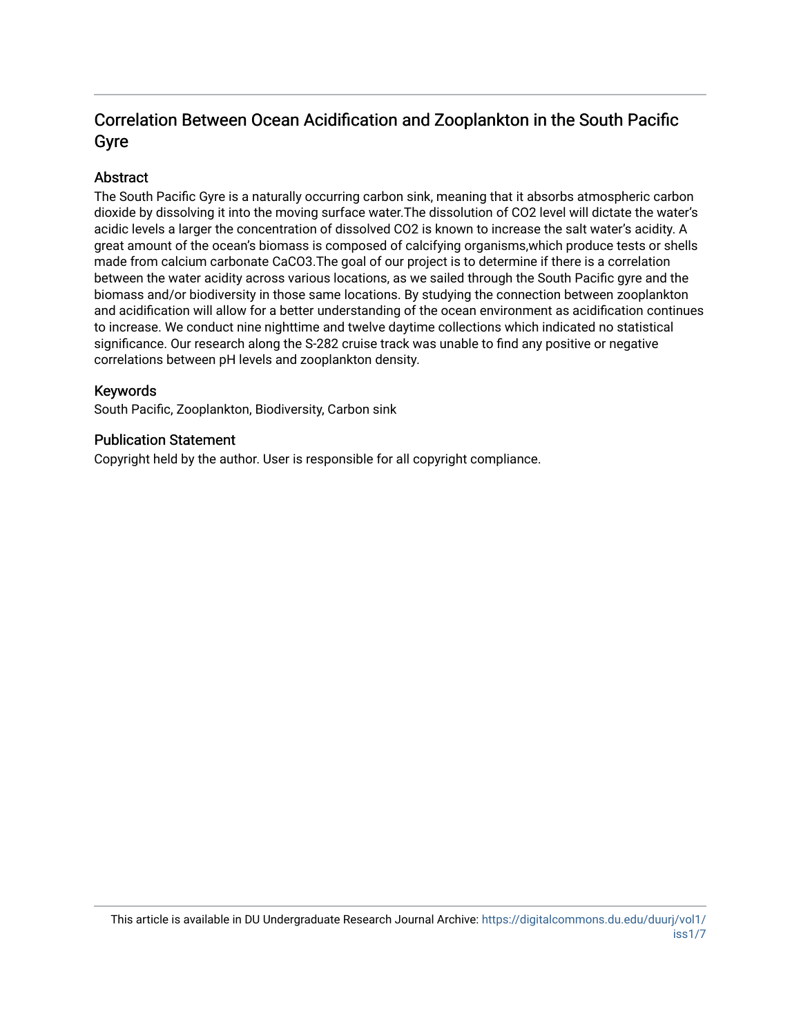# Correlation Between Ocean Acidification and Zooplankton in the South Pacific Gyre

## Abstract

The South Pacific Gyre is a naturally occurring carbon sink, meaning that it absorbs atmospheric carbon dioxide by dissolving it into the moving surface water.The dissolution of CO2 level will dictate the water's acidic levels a larger the concentration of dissolved CO2 is known to increase the salt water's acidity. A great amount of the ocean's biomass is composed of calcifying organisms,which produce tests or shells made from calcium carbonate CaCO3.The goal of our project is to determine if there is a correlation between the water acidity across various locations, as we sailed through the South Pacific gyre and the biomass and/or biodiversity in those same locations. By studying the connection between zooplankton and acidification will allow for a better understanding of the ocean environment as acidification continues to increase. We conduct nine nighttime and twelve daytime collections which indicated no statistical significance. Our research along the S-282 cruise track was unable to find any positive or negative correlations between pH levels and zooplankton density.

## Keywords

South Pacific, Zooplankton, Biodiversity, Carbon sink

## Publication Statement

Copyright held by the author. User is responsible for all copyright compliance.

This article is available in DU Undergraduate Research Journal Archive: https://digitalcommons.du.edu/duurj/vol1/iss1/7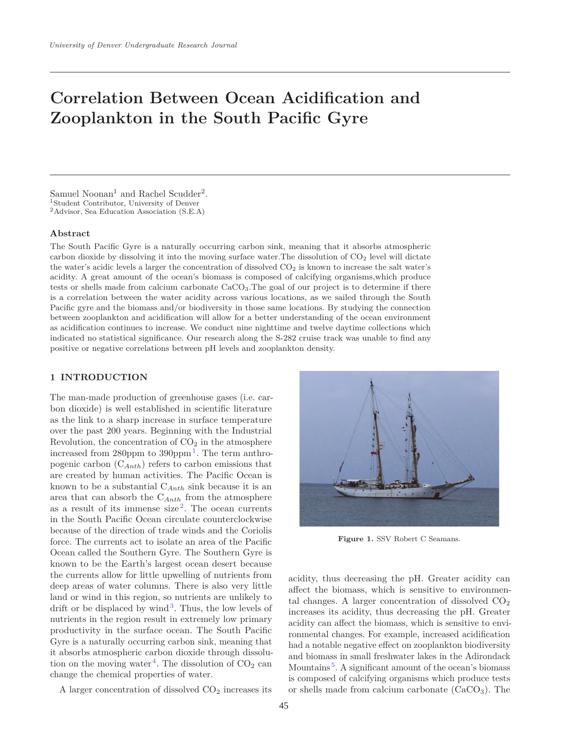# Correlation Between Ocean Acidification and Zooplankton in the South Pacific Gyre

Samuel Noonan[1] and Rachel Scudder[2].
[1]Student Contributor, University of Denver
[2]Advisor, Sea Education Association (S.E.A)

### Abstract

The South Pacific Gyre is a naturally occurring carbon sink, meaning that it absorbs atmospheric carbon dioxide by dissolving it into the moving surface water.The dissolution of $CO_2$ level will dictate the water's acidic levels a larger the concentration of dissolved $CO_2$ is known to increase the salt water's acidity. A great amount of the ocean's biomass is composed of calcifying organisms,which produce tests or shells made from calcium carbonate $CaCO_3$.The goal of our project is to determine if there is a correlation between the water acidity across various locations, as we sailed through the South Pacific gyre and the biomass and/or biodiversity in those same locations. By studying the connection between zooplankton and acidification will allow for a better understanding of the ocean environment as acidification continues to increase. We conduct nine nighttime and twelve daytime collections which indicated no statistical significance. Our research along the S-282 cruise track was unable to find any positive or negative correlations between pH levels and zooplankton density.

## 1 INTRODUCTION

The man-made production of greenhouse gases (i.e. carbon dioxide) is well established in scientific literature as the link to a sharp increase in surface temperature over the past 200 years. Beginning with the Industrial Revolution, the concentration of $CO_2$ in the atmosphere increased from 280ppm to 390ppm[1]. The term anthropogenic carbon ($C_{Anth}$) refers to carbon emissions that are created by human activities. The Pacific Ocean is known to be a substantial $C_{Anth}$ sink because it is an area that can absorb the $C_{Anth}$ from the atmosphere as a result of its immense size[2]. The ocean currents in the South Pacific Ocean circulate counterclockwise because of the direction of trade winds and the Coriolis force. The currents act to isolate an area of the Pacific Ocean called the Southern Gyre. The Southern Gyre is known to be the Earth's largest ocean desert because the currents allow for little upwelling of nutrients from deep areas of water columns. There is also very little land or wind in this region, so nutrients are unlikely to drift or be displaced by wind[3]. Thus, the low levels of nutrients in the region result in extremely low primary productivity in the surface ocean. The South Pacific Gyre is a naturally occurring carbon sink, meaning that it absorbs atmospheric carbon dioxide through dissolution on the moving water[4]. The dissolution of $CO_2$ can change the chemical properties of water.

A larger concentration of dissolved $CO_2$ increases its acidity, thus decreasing the pH. Greater acidity can affect the biomass, which is sensitive to environmental changes. A larger concentration of dissolved $CO_2$ increases its acidity, thus decreasing the pH. Greater acidity can affect the biomass, which is sensitive to environmental changes. For example, increased acidification had a notable negative effect on zooplankton biodiversity and biomass in small freshwater lakes in the Adirondack Mountains[5]. A significant amount of the ocean's biomass is composed of calcifying organisms which produce tests or shells made from calcium carbonate ($CaCO_3$). The

**Figure 1.** SSV Robert C Seamans.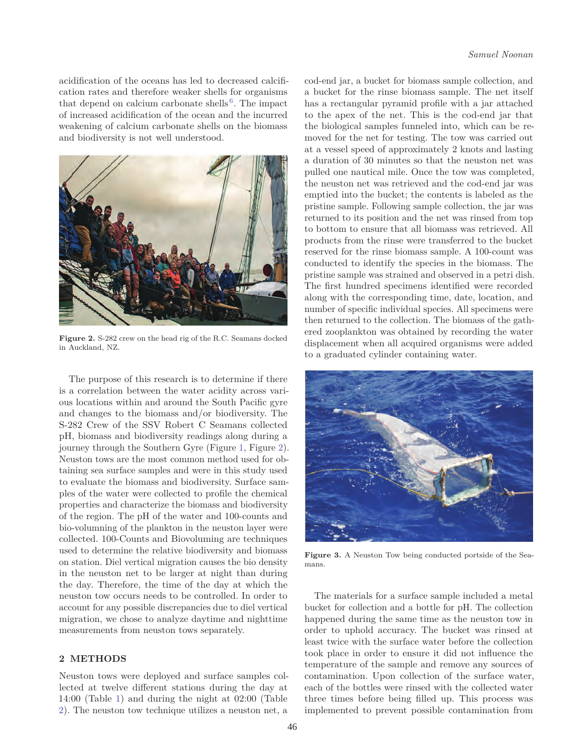acidification of the oceans has led to decreased calcification rates and therefore weaker shells for organisms that depend on calcium carbonate shells[6]. The impact of increased acidification of the ocean and the incurred weakening of calcium carbonate shells on the biomass and biodiversity is not well understood.

**Figure 2.** S-282 crew on the head rig of the R.C. Seamans docked in Auckland, NZ.

The purpose of this research is to determine if there is a correlation between the water acidity across various locations within and around the South Pacific gyre and changes to the biomass and/or biodiversity. The S-282 Crew of the SSV Robert C Seamans collected pH, biomass and biodiversity readings along during a journey through the Southern Gyre (Figure 1, Figure 2). Neuston tows are the most common method used for obtaining sea surface samples and were in this study used to evaluate the biomass and biodiversity. Surface samples of the water were collected to profile the chemical properties and characterize the biomass and biodiversity of the region. The pH of the water and 100-counts and bio-volumning of the plankton in the neuston layer were collected. 100-Counts and Biovoluming are techniques used to determine the relative biodiversity and biomass on station. Diel vertical migration causes the bio density in the neuston net to be larger at night than during the day. Therefore, the time of the day at which the neuston tow occurs needs to be controlled. In order to account for any possible discrepancies due to diel vertical migration, we chose to analyze daytime and nighttime measurements from neuston tows separately.

## 2 METHODS

Neuston tows were deployed and surface samples collected at twelve different stations during the day at 14:00 (Table 1) and during the night at 02:00 (Table 2). The neuston tow technique utilizes a neuston net, a cod-end jar, a bucket for biomass sample collection, and a bucket for the rinse biomass sample. The net itself has a rectangular pyramid profile with a jar attached to the apex of the net. This is the cod-end jar that the biological samples funneled into, which can be removed for the net for testing. The tow was carried out at a vessel speed of approximately 2 knots and lasting a duration of 30 minutes so that the neuston net was pulled one nautical mile. Once the tow was completed, the neuston net was retrieved and the cod-end jar was emptied into the bucket; the contents is labeled as the pristine sample. Following sample collection, the jar was returned to its position and the net was rinsed from top to bottom to ensure that all biomass was retrieved. All products from the rinse were transferred to the bucket reserved for the rinse biomass sample. A 100-count was conducted to identify the species in the biomass. The pristine sample was strained and observed in a petri dish. The first hundred specimens identified were recorded along with the corresponding time, date, location, and number of specific individual species. All specimens were then returned to the collection. The biomass of the gathered zooplankton was obtained by recording the water displacement when all acquired organisms were added to a graduated cylinder containing water.

**Figure 3.** A Neuston Tow being conducted portside of the Seamans.

The materials for a surface sample included a metal bucket for collection and a bottle for pH. The collection happened during the same time as the neuston tow in order to uphold accuracy. The bucket was rinsed at least twice with the surface water before the collection took place in order to ensure it did not influence the temperature of the sample and remove any sources of contamination. Upon collection of the surface water, each of the bottles were rinsed with the collected water three times before being filled up. This process was implemented to prevent possible contamination from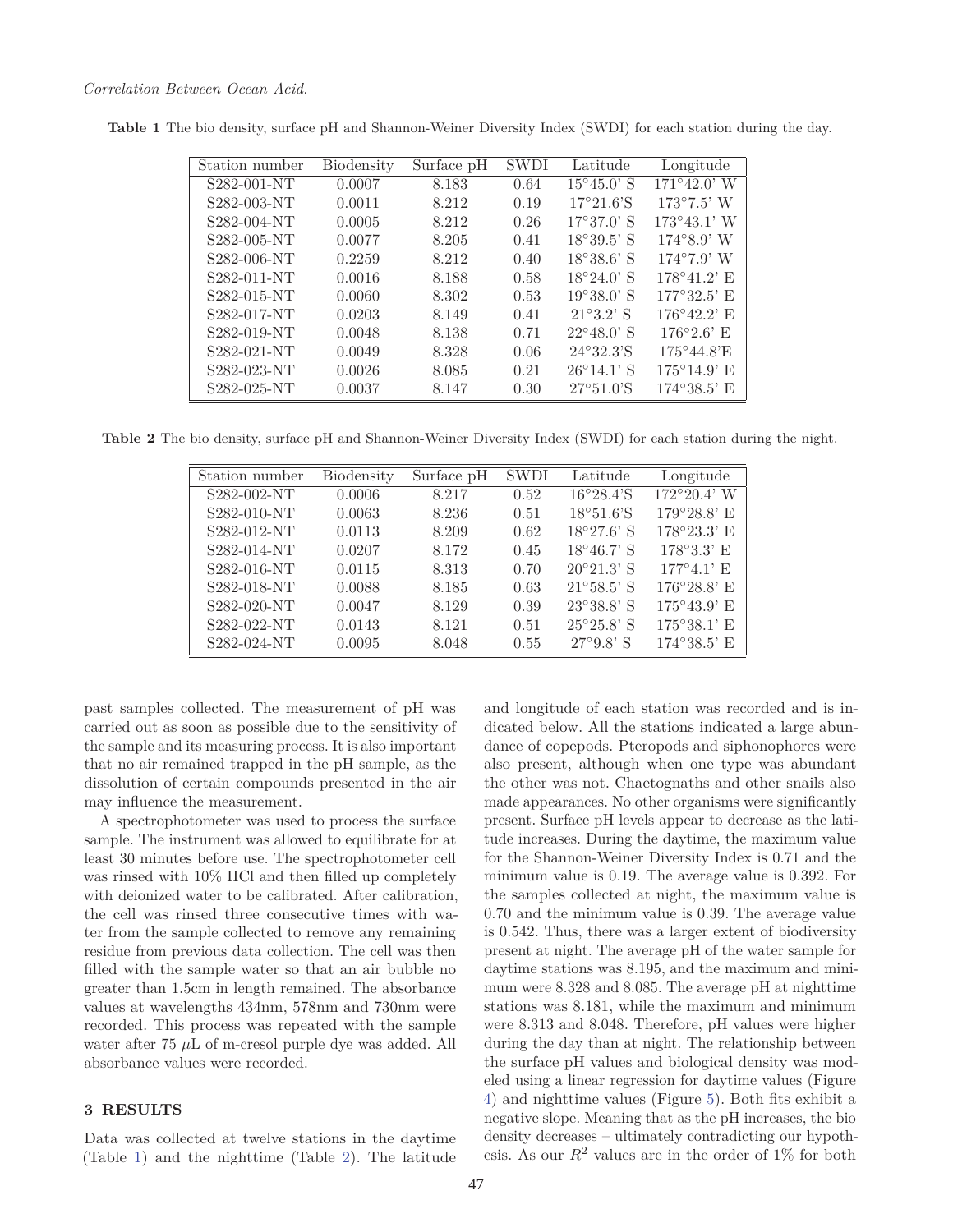**Table 1** The bio density, surface pH and Shannon-Weiner Diversity Index (SWDI) for each station during the day.

| Station number | Biodensity | Surface pH | SWDI | Latitude | Longitude |
|---|---|---|---|---|---|
| S282-001-NT | 0.0007 | 8.183 | 0.64 | 15°45.0' S | 171°42.0' W |
| S282-003-NT | 0.0011 | 8.212 | 0.19 | 17°21.6'S | 173°7.5' W |
| S282-004-NT | 0.0005 | 8.212 | 0.26 | 17°37.0' S | 173°43.1' W |
| S282-005-NT | 0.0077 | 8.205 | 0.41 | 18°39.5' S | 174°8.9' W |
| S282-006-NT | 0.2259 | 8.212 | 0.40 | 18°38.6' S | 174°7.9' W |
| S282-011-NT | 0.0016 | 8.188 | 0.58 | 18°24.0' S | 178°41.2' E |
| S282-015-NT | 0.0060 | 8.302 | 0.53 | 19°38.0' S | 177°32.5' E |
| S282-017-NT | 0.0203 | 8.149 | 0.41 | 21°3.2' S | 176°42.2' E |
| S282-019-NT | 0.0048 | 8.138 | 0.71 | 22°48.0' S | 176°2.6' E |
| S282-021-NT | 0.0049 | 8.328 | 0.06 | 24°32.3'S | 175°44.8'E |
| S282-023-NT | 0.0026 | 8.085 | 0.21 | 26°14.1' S | 175°14.9' E |
| S282-025-NT | 0.0037 | 8.147 | 0.30 | 27°51.0'S | 174°38.5' E |

**Table 2** The bio density, surface pH and Shannon-Weiner Diversity Index (SWDI) for each station during the night.

| Station number | Biodensity | Surface pH | SWDI | Latitude | Longitude |
|---|---|---|---|---|---|
| S282-002-NT | 0.0006 | 8.217 | 0.52 | 16°28.4'S | 172°20.4' W |
| S282-010-NT | 0.0063 | 8.236 | 0.51 | 18°51.6'S | 179°28.8' E |
| S282-012-NT | 0.0113 | 8.209 | 0.62 | 18°27.6' S | 178°23.3' E |
| S282-014-NT | 0.0207 | 8.172 | 0.45 | 18°46.7' S | 178°3.3' E |
| S282-016-NT | 0.0115 | 8.313 | 0.70 | 20°21.3' S | 177°4.1' E |
| S282-018-NT | 0.0088 | 8.185 | 0.63 | 21°58.5' S | 176°28.8' E |
| S282-020-NT | 0.0047 | 8.129 | 0.39 | 23°38.8' S | 175°43.9' E |
| S282-022-NT | 0.0143 | 8.121 | 0.51 | 25°25.8' S | 175°38.1' E |
| S282-024-NT | 0.0095 | 8.048 | 0.55 | 27°9.8' S | 174°38.5' E |

past samples collected. The measurement of pH was carried out as soon as possible due to the sensitivity of the sample and its measuring process. It is also important that no air remained trapped in the pH sample, as the dissolution of certain compounds presented in the air may influence the measurement.

A spectrophotometer was used to process the surface sample. The instrument was allowed to equilibrate for at least 30 minutes before use. The spectrophotometer cell was rinsed with 10% HCl and then filled up completely with deionized water to be calibrated. After calibration, the cell was rinsed three consecutive times with water from the sample collected to remove any remaining residue from previous data collection. The cell was then filled with the sample water so that an air bubble no greater than 1.5cm in length remained. The absorbance values at wavelengths 434nm, 578nm and 730nm were recorded. This process was repeated with the sample water after 75 $\mu$L of m-cresol purple dye was added. All absorbance values were recorded.

## 3 RESULTS

Data was collected at twelve stations in the daytime (Table 1) and the nighttime (Table 2). The latitude and longitude of each station was recorded and is indicated below. All the stations indicated a large abundance of copepods. Pteropods and siphonophores were also present, although when one type was abundant the other was not. Chaetognaths and other snails also made appearances. No other organisms were significantly present. Surface pH levels appear to decrease as the latitude increases. During the daytime, the maximum value for the Shannon-Weiner Diversity Index is 0.71 and the minimum value is 0.19. The average value is 0.392. For the samples collected at night, the maximum value is 0.70 and the minimum value is 0.39. The average value is 0.542. Thus, there was a larger extent of biodiversity present at night. The average pH of the water sample for daytime stations was 8.195, and the maximum and minimum were 8.328 and 8.085. The average pH at nighttime stations was 8.181, while the maximum and minimum were 8.313 and 8.048. Therefore, pH values were higher during the day than at night. The relationship between the surface pH values and biological density was modeled using a linear regression for daytime values (Figure 4) and nighttime values (Figure 5). Both fits exhibit a negative slope. Meaning that as the pH increases, the bio density decreases – ultimately contradicting our hypothesis. As our $R^2$ values are in the order of 1% for both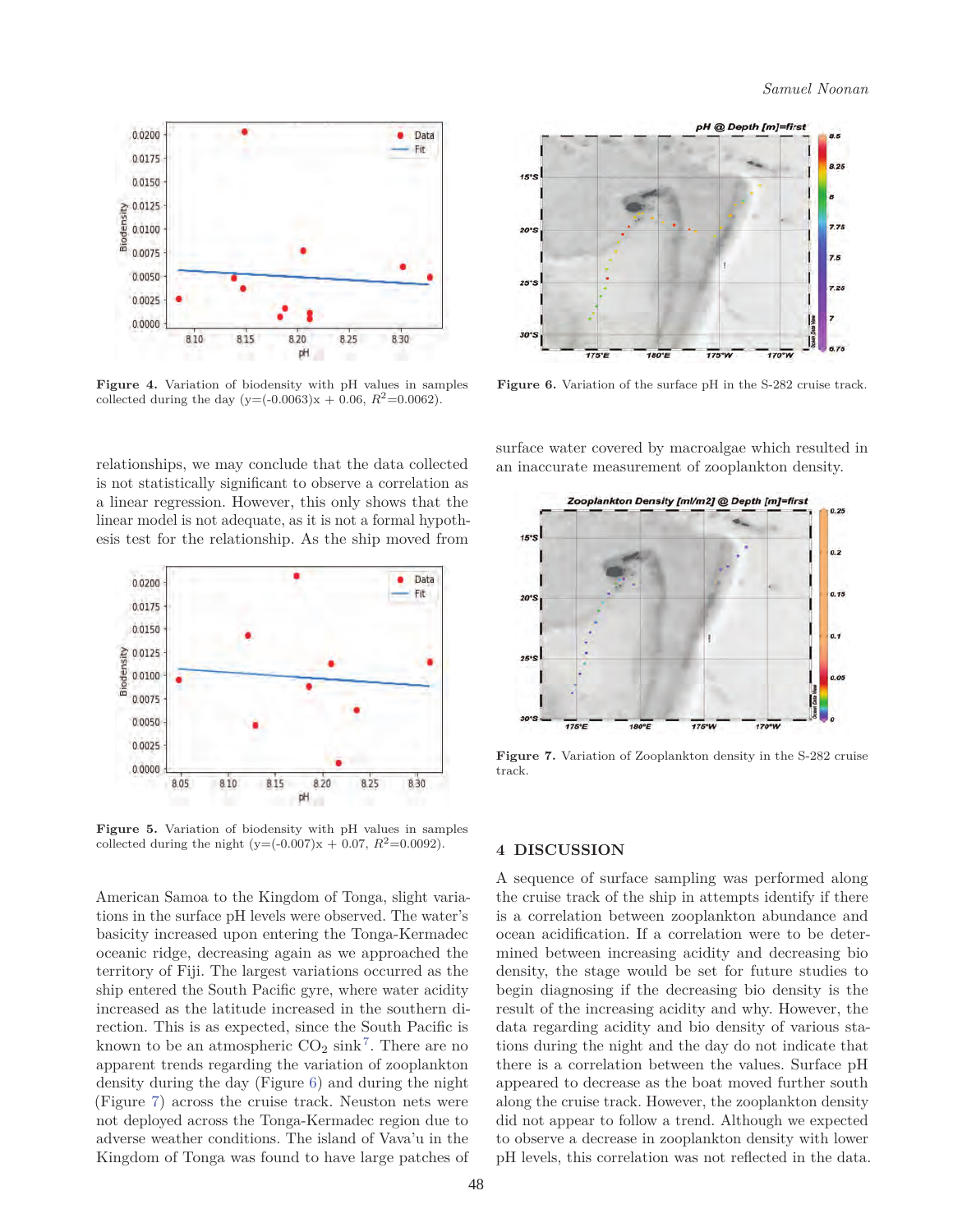**Figure 4.** Variation of biodensity with pH values in samples collected during the day (y=(-0.0063)x + 0.06, $R^2$=0.0062).

relationships, we may conclude that the data collected is not statistically significant to observe a correlation as a linear regression. However, this only shows that the linear model is not adequate, as it is not a formal hypothesis test for the relationship. As the ship moved from American Samoa to the Kingdom of Tonga, slight variations in the surface pH levels were observed. The water's basicity increased upon entering the Tonga-Kermadec oceanic ridge, decreasing again as we approached the territory of Fiji. The largest variations occurred as the ship entered the South Pacific gyre, where water acidity increased as the latitude increased in the southern direction. This is as expected, since the South Pacific is known to be an atmospheric $CO_2$ sink[7]. There are no apparent trends regarding the variation of zooplankton density during the day (Figure 6) and during the night (Figure 7) across the cruise track. Neuston nets were not deployed across the Tonga-Kermadec region due to adverse weather conditions. The island of Vava'u in the Kingdom of Tonga was found to have large patches of surface water covered by macroalgae which resulted in an inaccurate measurement of zooplankton density.

**Figure 5.** Variation of biodensity with pH values in samples collected during the night (y=(-0.007)x + 0.07, $R^2$=0.0092).

**Figure 6.** Variation of the surface pH in the S-282 cruise track.

**Figure 7.** Variation of Zooplankton density in the S-282 cruise track.

## 4 DISCUSSION

A sequence of surface sampling was performed along the cruise track of the ship in attempts identify if there is a correlation between zooplankton abundance and ocean acidification. If a correlation were to be determined between increasing acidity and decreasing bio density, the stage would be set for future studies to begin diagnosing if the decreasing bio density is the result of the increasing acidity and why. However, the data regarding acidity and bio density of various stations during the night and the day do not indicate that there is a correlation between the values. Surface pH appeared to decrease as the boat moved further south along the cruise track. However, the zooplankton density did not appear to follow a trend. Although we expected to observe a decrease in zooplankton density with lower pH levels, this correlation was not reflected in the data.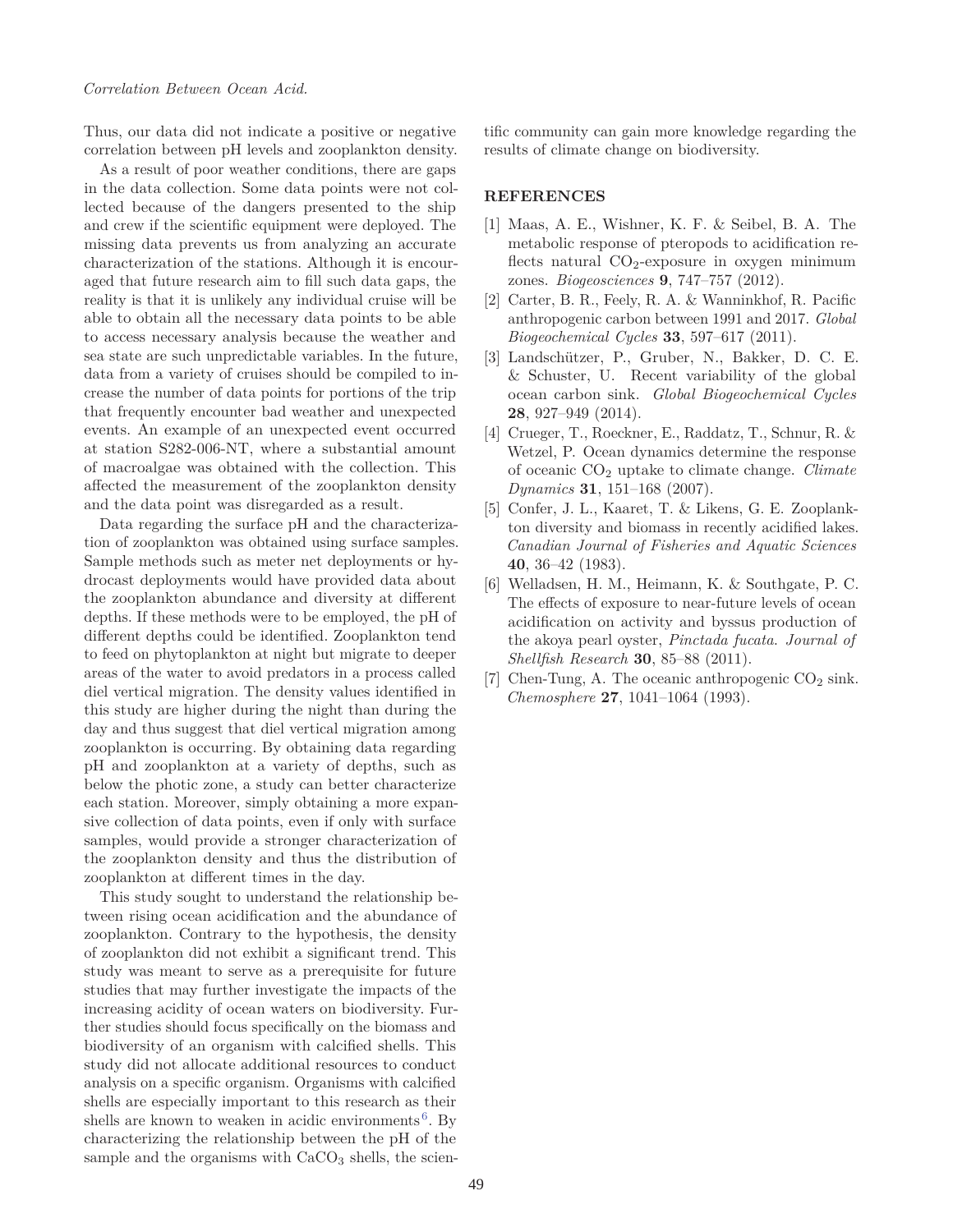Thus, our data did not indicate a positive or negative correlation between pH levels and zooplankton density.

As a result of poor weather conditions, there are gaps in the data collection. Some data points were not collected because of the dangers presented to the ship and crew if the scientific equipment were deployed. The missing data prevents us from analyzing an accurate characterization of the stations. Although it is encouraged that future research aim to fill such data gaps, the reality is that it is unlikely any individual cruise will be able to obtain all the necessary data points to be able to access necessary analysis because the weather and sea state are such unpredictable variables. In the future, data from a variety of cruises should be compiled to increase the number of data points for portions of the trip that frequently encounter bad weather and unexpected events. An example of an unexpected event occurred at station S282-006-NT, where a substantial amount of macroalgae was obtained with the collection. This affected the measurement of the zooplankton density and the data point was disregarded as a result.

Data regarding the surface pH and the characterization of zooplankton was obtained using surface samples. Sample methods such as meter net deployments or hydrocast deployments would have provided data about the zooplankton abundance and diversity at different depths. If these methods were to be employed, the pH of different depths could be identified. Zooplankton tend to feed on phytoplankton at night but migrate to deeper areas of the water to avoid predators in a process called diel vertical migration. The density values identified in this study are higher during the night than during the day and thus suggest that diel vertical migration among zooplankton is occurring. By obtaining data regarding pH and zooplankton at a variety of depths, such as below the photic zone, a study can better characterize each station. Moreover, simply obtaining a more expansive collection of data points, even if only with surface samples, would provide a stronger characterization of the zooplankton density and thus the distribution of zooplankton at different times in the day.

This study sought to understand the relationship between rising ocean acidification and the abundance of zooplankton. Contrary to the hypothesis, the density of zooplankton did not exhibit a significant trend. This study was meant to serve as a prerequisite for future studies that may further investigate the impacts of the increasing acidity of ocean waters on biodiversity. Further studies should focus specifically on the biomass and biodiversity of an organism with calcified shells. This study did not allocate additional resources to conduct analysis on a specific organism. Organisms with calcified shells are especially important to this research as their shells are known to weaken in acidic environments[6]. By characterizing the relationship between the pH of the sample and the organisms with $CaCO_3$ shells, the scientific community can gain more knowledge regarding the results of climate change on biodiversity.

## REFERENCES

[1] Maas, A. E., Wishner, K. F. & Seibel, B. A. The metabolic response of pteropods to acidification reflects natural $CO_2$-exposure in oxygen minimum zones. *Biogeosciences* **9**, 747–757 (2012).

[2] Carter, B. R., Feely, R. A. & Wanninkhof, R. Pacific anthropogenic carbon between 1991 and 2017. *Global Biogeochemical Cycles* **33**, 597–617 (2011).

[3] Landschützer, P., Gruber, N., Bakker, D. C. E. & Schuster, U. Recent variability of the global ocean carbon sink. *Global Biogeochemical Cycles* **28**, 927–949 (2014).

[4] Crueger, T., Roeckner, E., Raddatz, T., Schnur, R. & Wetzel, P. Ocean dynamics determine the response of oceanic $CO_2$ uptake to climate change. *Climate Dynamics* **31**, 151–168 (2007).

[5] Confer, J. L., Kaaret, T. & Likens, G. E. Zooplankton diversity and biomass in recently acidified lakes. *Canadian Journal of Fisheries and Aquatic Sciences* **40**, 36–42 (1983).

[6] Welladsen, H. M., Heimann, K. & Southgate, P. C. The effects of exposure to near-future levels of ocean acidification on activity and byssus production of the akoya pearl oyster, *Pinctada fucata*. *Journal of Shellfish Research* **30**, 85–88 (2011).

[7] Chen-Tung, A. The oceanic anthropogenic $CO_2$ sink. *Chemosphere* **27**, 1041–1064 (1993).